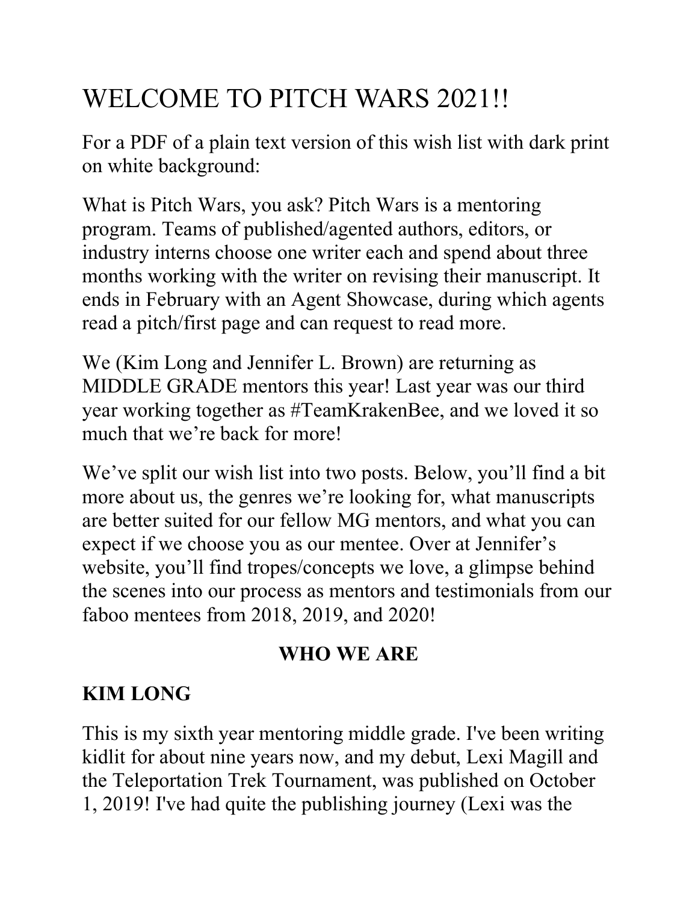# WELCOME TO PITCH WARS 2021!!

For a PDF of a plain text version of this wish list with dark print on white background:

What is Pitch Wars, you ask? Pitch Wars is a mentoring program. Teams of published/agented authors, editors, or industry interns choose one writer each and spend about three months working with the writer on revising their manuscript. It ends in February with an Agent Showcase, during which agents read a pitch/first page and can request to read more.

We (Kim Long and Jennifer L. Brown) are returning as MIDDLE GRADE mentors this year! Last year was our third year working together as #TeamKrakenBee, and we loved it so much that we're back for more!

We've split our wish list into two posts. Below, you'll find a bit more about us, the genres we're looking for, what manuscripts are better suited for our fellow MG mentors, and what you can expect if we choose you as our mentee. Over at Jennifer's website, you'll find tropes/concepts we love, a glimpse behind the scenes into our process as mentors and testimonials from our faboo mentees from 2018, 2019, and 2020!

## WHO WE ARE

### KIM LONG

This is my sixth year mentoring middle grade. I've been writing kidlit for about nine years now, and my debut, Lexi Magill and the Teleportation Trek Tournament, was published on October 1, 2019! I've had quite the publishing journey (Lexi was the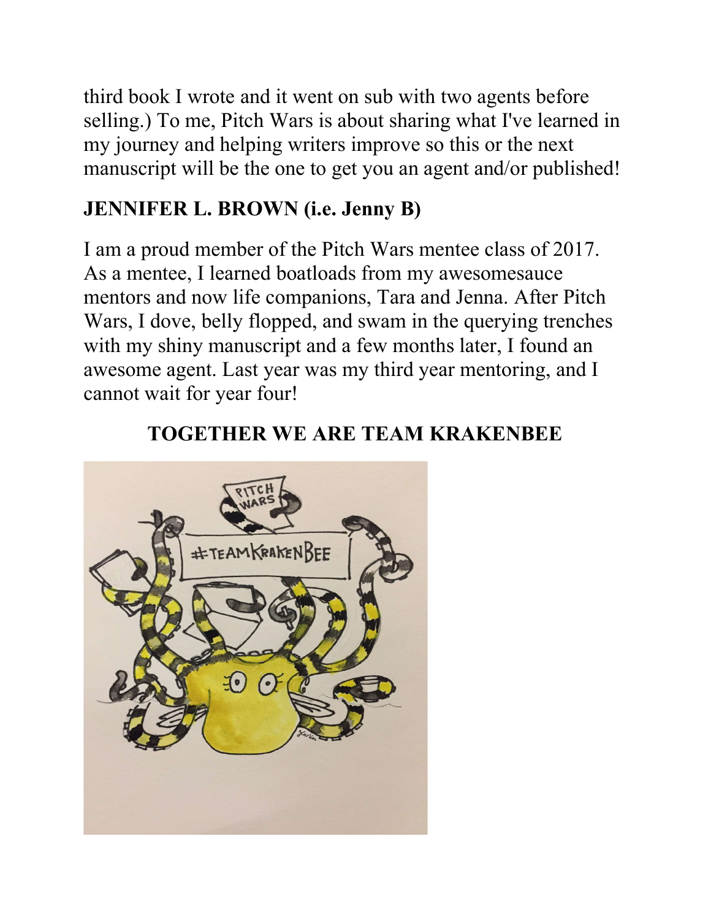third book I wrote and it went on sub with two agents before selling.) To me, Pitch Wars is about sharing what I've learned in my journey and helping writers improve so this or the next manuscript will be the one to get you an agent and/or published!

**JENNIFER L. BROWN (i.e. Jenny B)**

I am a proud member of the Pitch Wars mentee class of 2017. As a mentee, I learned boatloads from my awesomesauce mentors and now life companions, Tara and Jenna. After Pitch Wars, I dove, belly flopped, and swam in the querying trenches with my shiny manuscript and a few months later, I found an awesome agent. Last year was my third year mentoring, and I cannot wait for year four!

**TOGETHER WE ARE TEAM KRAKENBEE**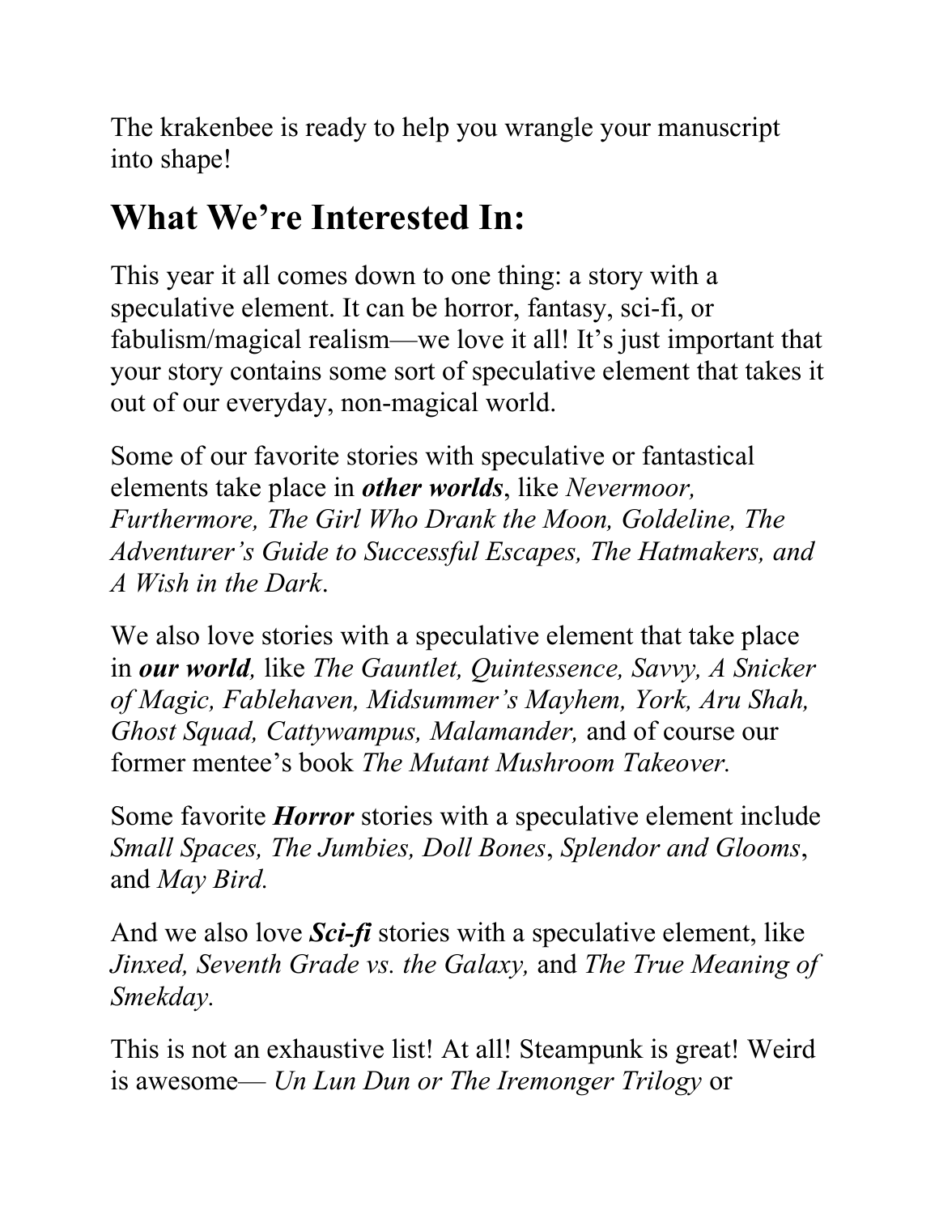The krakenbee is ready to help you wrangle your manuscript into shape!

## What We're Interested In:

This year it all comes down to one thing: a story with a speculative element. It can be horror, fantasy, sci-fi, or fabulism/magical realism—we love it all! It's just important that your story contains some sort of speculative element that takes it out of our everyday, non-magical world.

Some of our favorite stories with speculative or fantastical elements take place in ***other worlds***, like *Nevermoor, Furthermore, The Girl Who Drank the Moon, Goldeline, The Adventurer's Guide to Successful Escapes, The Hatmakers, and A Wish in the Dark*.

We also love stories with a speculative element that take place in ***our world****,* like *The Gauntlet, Quintessence, Savvy, A Snicker of Magic, Fablehaven, Midsummer's Mayhem, York, Aru Shah, Ghost Squad, Cattywampus, Malamander,* and of course our former mentee's book *The Mutant Mushroom Takeover.*

Some favorite ***Horror*** stories with a speculative element include *Small Spaces, The Jumbies, Doll Bones*, *Splendor and Glooms*, and *May Bird.*

And we also love ***Sci-fi*** stories with a speculative element, like *Jinxed, Seventh Grade vs. the Galaxy,* and *The True Meaning of Smekday.*

This is not an exhaustive list! At all! Steampunk is great! Weird is awesome— *Un Lun Dun or The Iremonger Trilogy* or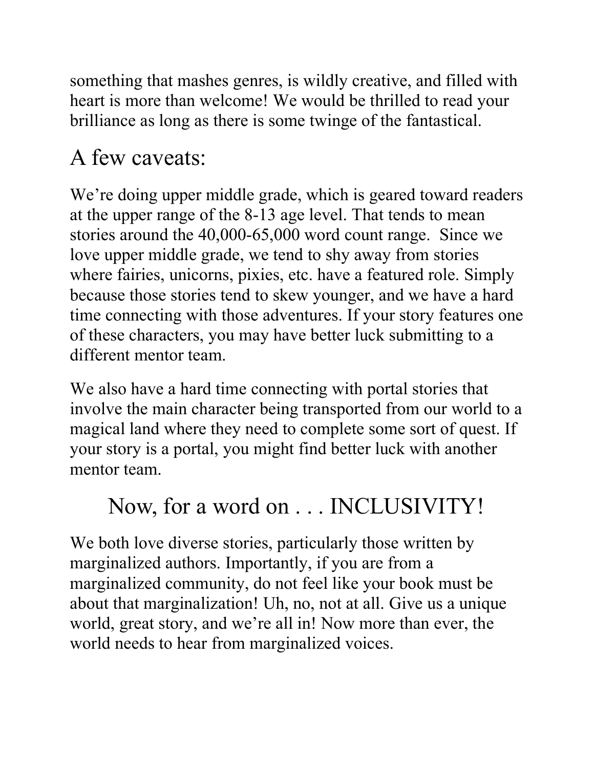something that mashes genres, is wildly creative, and filled with heart is more than welcome! We would be thrilled to read your brilliance as long as there is some twinge of the fantastical.

## A few caveats:

We're doing upper middle grade, which is geared toward readers at the upper range of the 8-13 age level. That tends to mean stories around the 40,000-65,000 word count range. Since we love upper middle grade, we tend to shy away from stories where fairies, unicorns, pixies, etc. have a featured role. Simply because those stories tend to skew younger, and we have a hard time connecting with those adventures. If your story features one of these characters, you may have better luck submitting to a different mentor team.

We also have a hard time connecting with portal stories that involve the main character being transported from our world to a magical land where they need to complete some sort of quest. If your story is a portal, you might find better luck with another mentor team.

## Now, for a word on . . . INCLUSIVITY!

We both love diverse stories, particularly those written by marginalized authors. Importantly, if you are from a marginalized community, do not feel like your book must be about that marginalization! Uh, no, not at all. Give us a unique world, great story, and we're all in! Now more than ever, the world needs to hear from marginalized voices.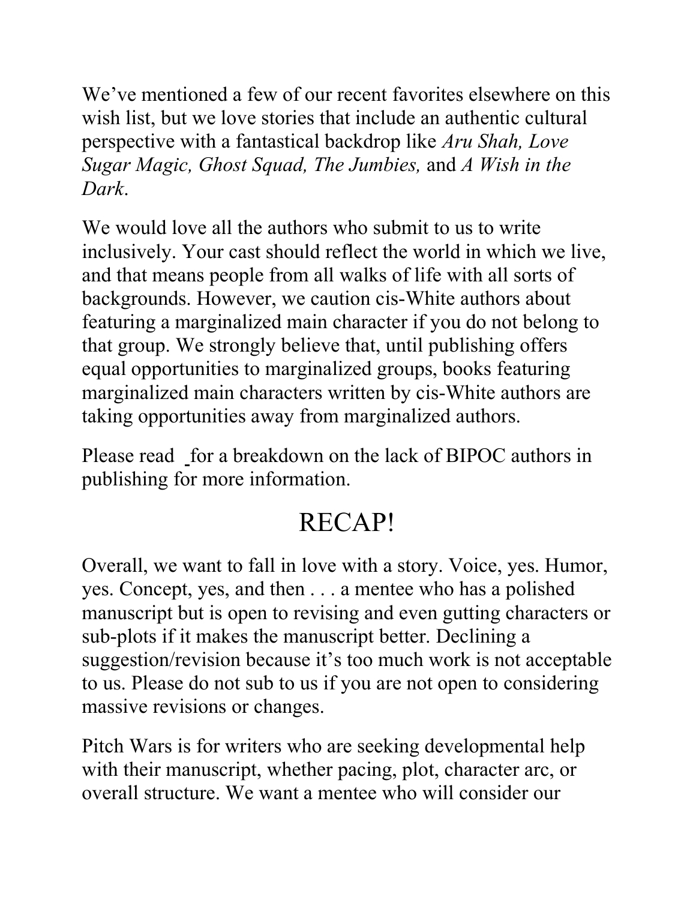We've mentioned a few of our recent favorites elsewhere on this wish list, but we love stories that include an authentic cultural perspective with a fantastical backdrop like *Aru Shah, Love Sugar Magic, Ghost Squad, The Jumbies,* and *A Wish in the Dark*.

We would love all the authors who submit to us to write inclusively. Your cast should reflect the world in which we live, and that means people from all walks of life with all sorts of backgrounds. However, we caution cis-White authors about featuring a marginalized main character if you do not belong to that group. We strongly believe that, until publishing offers equal opportunities to marginalized groups, books featuring marginalized main characters written by cis-White authors are taking opportunities away from marginalized authors.

Please read for a breakdown on the lack of BIPOC authors in publishing for more information.

## RECAP!

Overall, we want to fall in love with a story. Voice, yes. Humor, yes. Concept, yes, and then . . . a mentee who has a polished manuscript but is open to revising and even gutting characters or sub-plots if it makes the manuscript better. Declining a suggestion/revision because it's too much work is not acceptable to us. Please do not sub to us if you are not open to considering massive revisions or changes.

Pitch Wars is for writers who are seeking developmental help with their manuscript, whether pacing, plot, character arc, or overall structure. We want a mentee who will consider our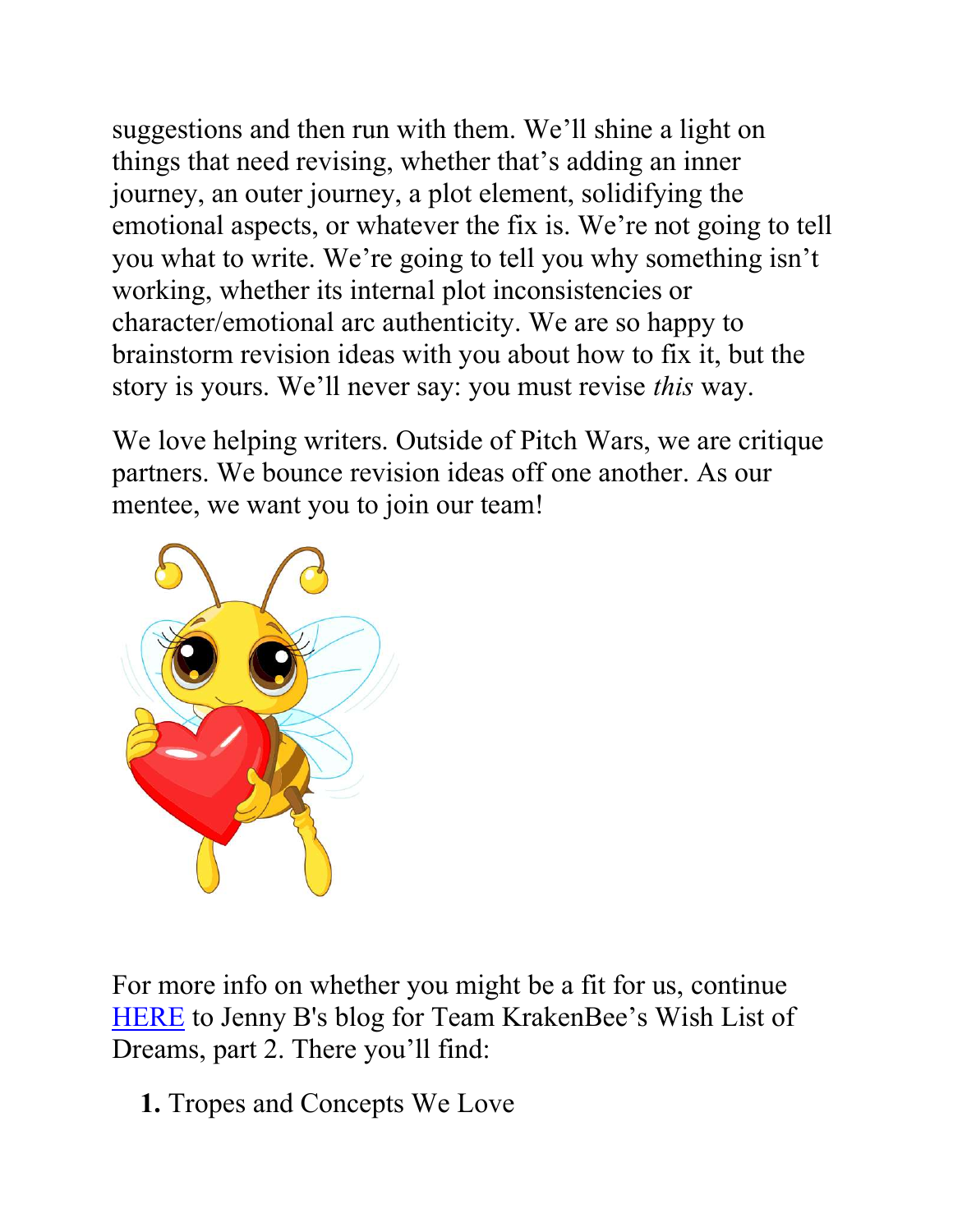suggestions and then run with them. We'll shine a light on things that need revising, whether that's adding an inner journey, an outer journey, a plot element, solidifying the emotional aspects, or whatever the fix is. We're not going to tell you what to write. We're going to tell you why something isn't working, whether its internal plot inconsistencies or character/emotional arc authenticity. We are so happy to brainstorm revision ideas with you about how to fix it, but the story is yours. We'll never say: you must revise *this* way.

We love helping writers. Outside of Pitch Wars, we are critique partners. We bounce revision ideas off one another. As our mentee, we want you to join our team!

For more info on whether you might be a fit for us, continue HERE to Jenny B's blog for Team KrakenBee's Wish List of Dreams, part 2. There you'll find:

1. Tropes and Concepts We Love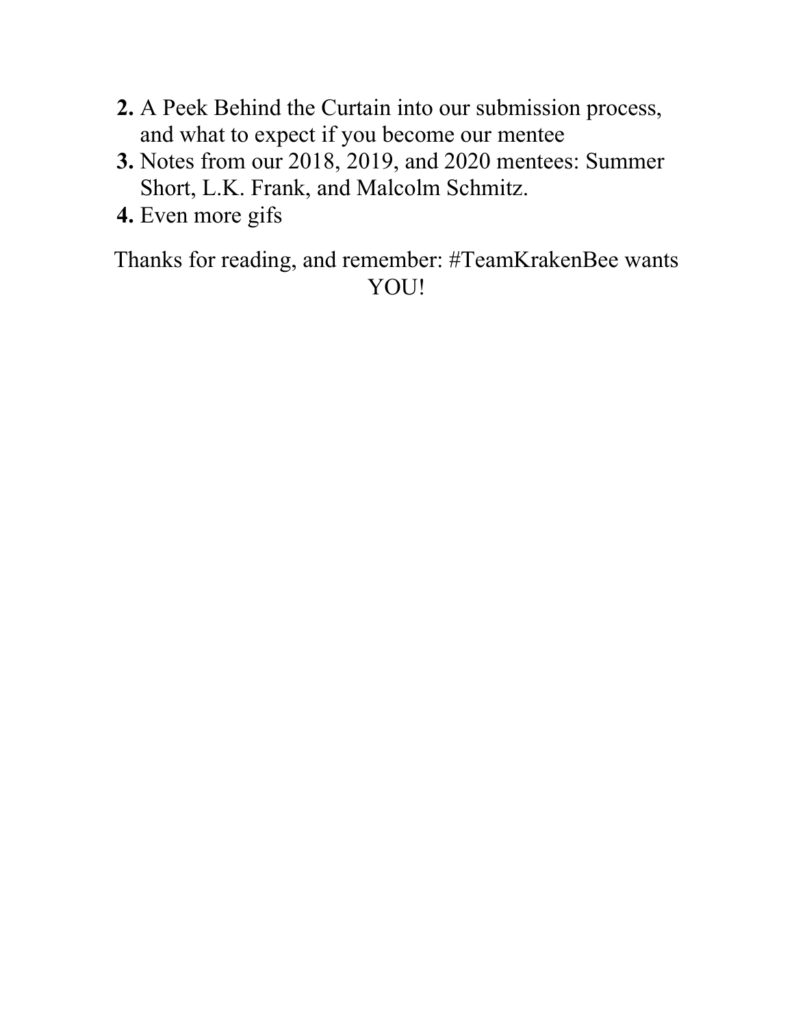2. A Peek Behind the Curtain into our submission process, and what to expect if you become our mentee
3. Notes from our 2018, 2019, and 2020 mentees: Summer Short, L.K. Frank, and Malcolm Schmitz.
4. Even more gifs

Thanks for reading, and remember: #TeamKrakenBee wants YOU!